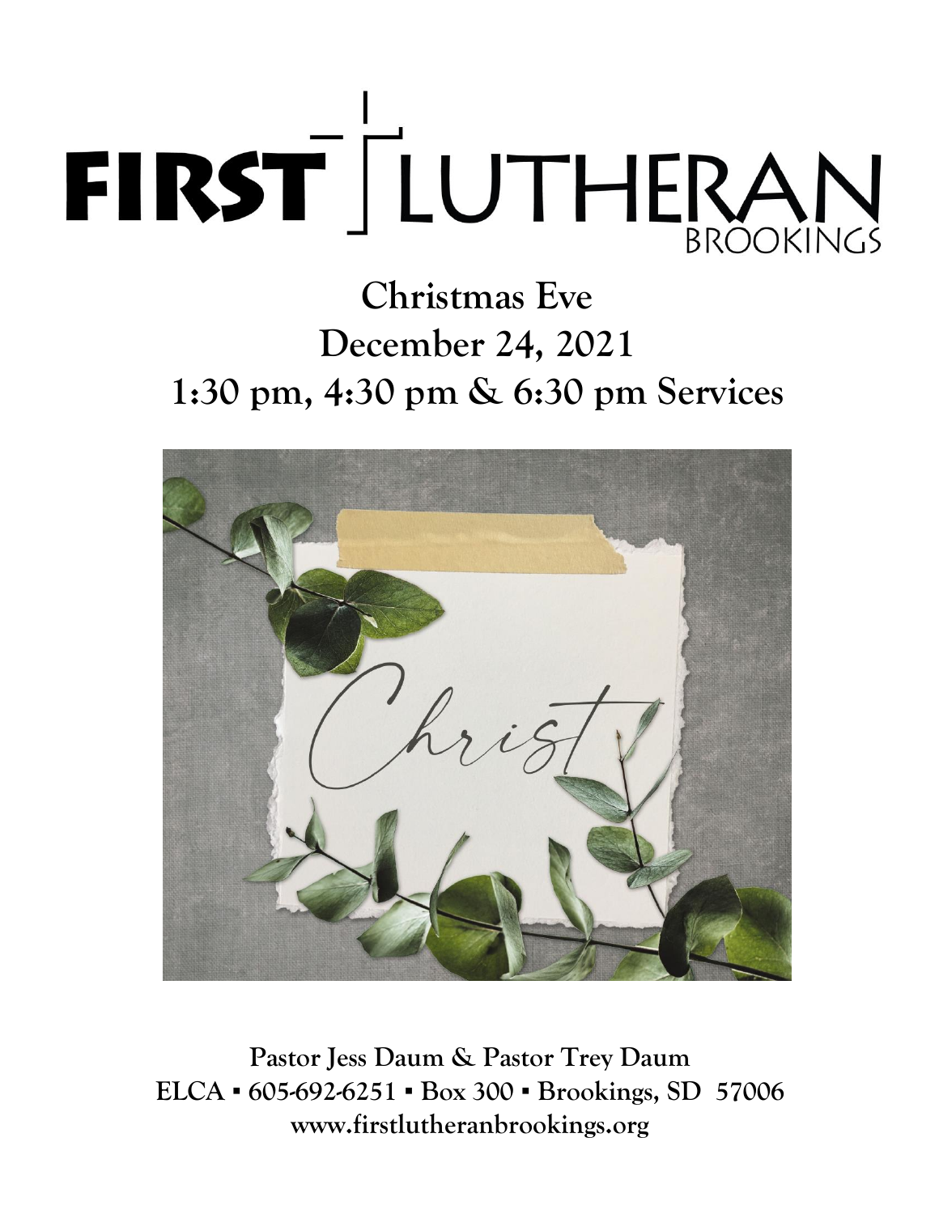# FIRST LUTHERAN BROOKINGS

## Christmas Eve
## December 24, 2021
## 1:30 pm, 4:30 pm & 6:30 pm Services

Christ

**Pastor Jess Daum & Pastor Trey Daum**
**ELCA ▪ 605-692-6251 ▪ Box 300 ▪ Brookings, SD 57006**
**www.firstlutheranbrookings.org**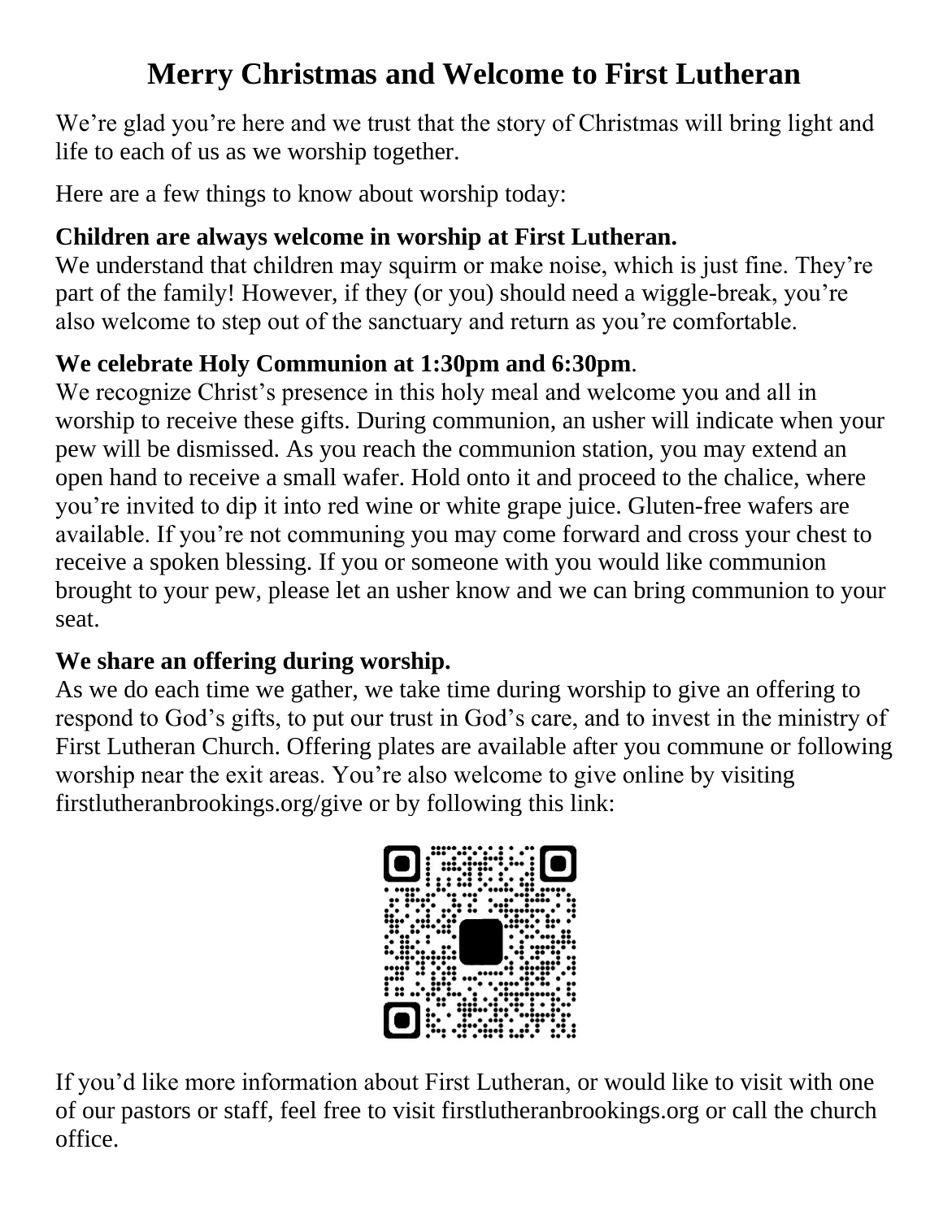# Merry Christmas and Welcome to First Lutheran

We're glad you're here and we trust that the story of Christmas will bring light and life to each of us as we worship together.

Here are a few things to know about worship today:

**Children are always welcome in worship at First Lutheran.**
We understand that children may squirm or make noise, which is just fine. They're part of the family! However, if they (or you) should need a wiggle-break, you're also welcome to step out of the sanctuary and return as you're comfortable.

**We celebrate Holy Communion at 1:30pm and 6:30pm**.
We recognize Christ's presence in this holy meal and welcome you and all in worship to receive these gifts. During communion, an usher will indicate when your pew will be dismissed. As you reach the communion station, you may extend an open hand to receive a small wafer. Hold onto it and proceed to the chalice, where you're invited to dip it into red wine or white grape juice. Gluten-free wafers are available. If you're not communing you may come forward and cross your chest to receive a spoken blessing. If you or someone with you would like communion brought to your pew, please let an usher know and we can bring communion to your seat.

**We share an offering during worship.**
As we do each time we gather, we take time during worship to give an offering to respond to God's gifts, to put our trust in God's care, and to invest in the ministry of First Lutheran Church. Offering plates are available after you commune or following worship near the exit areas. You're also welcome to give online by visiting firstlutheranbrookings.org/give or by following this link:

If you'd like more information about First Lutheran, or would like to visit with one of our pastors or staff, feel free to visit firstlutheranbrookings.org or call the church office.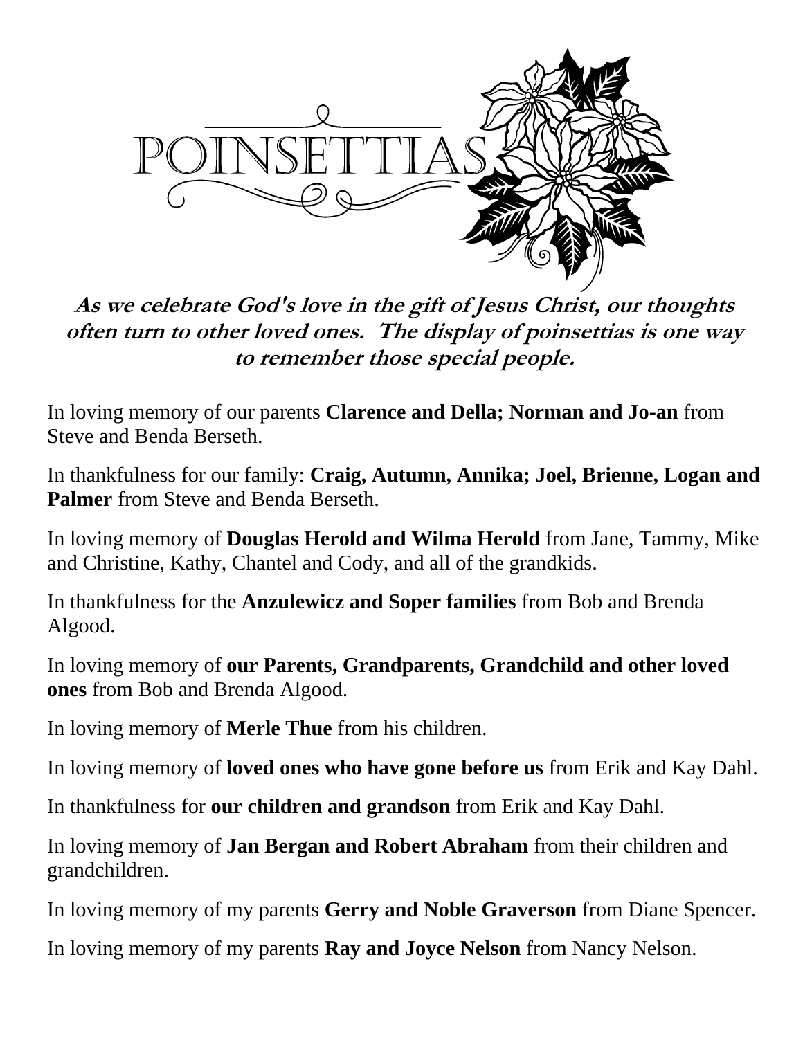# POINSETTIAS

***As we celebrate God's love in the gift of Jesus Christ, our thoughts often turn to other loved ones. The display of poinsettias is one way to remember those special people.***

In loving memory of our parents **Clarence and Della; Norman and Jo-an** from Steve and Benda Berseth.

In thankfulness for our family: **Craig, Autumn, Annika; Joel, Brienne, Logan and Palmer** from Steve and Benda Berseth.

In loving memory of **Douglas Herold and Wilma Herold** from Jane, Tammy, Mike and Christine, Kathy, Chantel and Cody, and all of the grandkids.

In thankfulness for the **Anzulewicz and Soper families** from Bob and Brenda Algood.

In loving memory of **our Parents, Grandparents, Grandchild and other loved ones** from Bob and Brenda Algood.

In loving memory of **Merle Thue** from his children.

In loving memory of **loved ones who have gone before us** from Erik and Kay Dahl.

In thankfulness for **our children and grandson** from Erik and Kay Dahl.

In loving memory of **Jan Bergan and Robert Abraham** from their children and grandchildren.

In loving memory of my parents **Gerry and Noble Graverson** from Diane Spencer.

In loving memory of my parents **Ray and Joyce Nelson** from Nancy Nelson.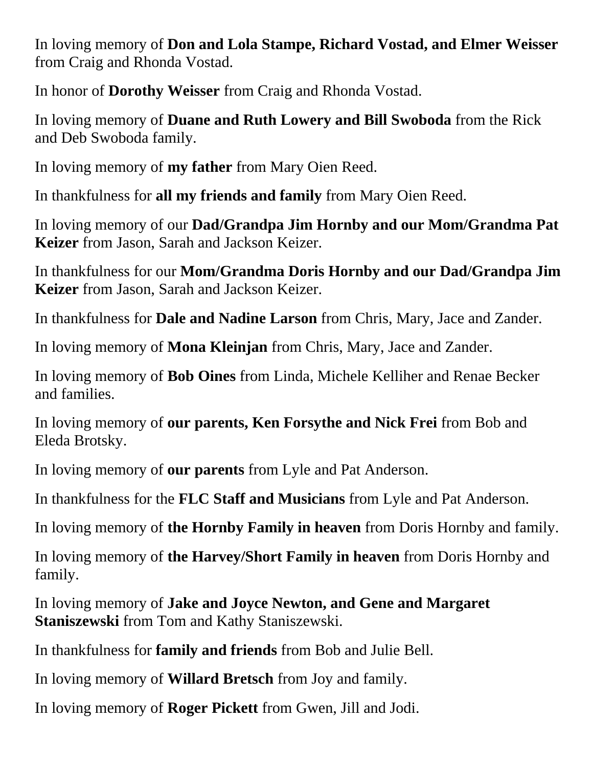In loving memory of **Don and Lola Stampe, Richard Vostad, and Elmer Weisser** from Craig and Rhonda Vostad.

In honor of **Dorothy Weisser** from Craig and Rhonda Vostad.

In loving memory of **Duane and Ruth Lowery and Bill Swoboda** from the Rick and Deb Swoboda family.

In loving memory of **my father** from Mary Oien Reed.

In thankfulness for **all my friends and family** from Mary Oien Reed.

In loving memory of our **Dad/Grandpa Jim Hornby and our Mom/Grandma Pat Keizer** from Jason, Sarah and Jackson Keizer.

In thankfulness for our **Mom/Grandma Doris Hornby and our Dad/Grandpa Jim Keizer** from Jason, Sarah and Jackson Keizer.

In thankfulness for **Dale and Nadine Larson** from Chris, Mary, Jace and Zander.

In loving memory of **Mona Kleinjan** from Chris, Mary, Jace and Zander.

In loving memory of **Bob Oines** from Linda, Michele Kelliher and Renae Becker and families.

In loving memory of **our parents, Ken Forsythe and Nick Frei** from Bob and Eleda Brotsky.

In loving memory of **our parents** from Lyle and Pat Anderson.

In thankfulness for the **FLC Staff and Musicians** from Lyle and Pat Anderson.

In loving memory of **the Hornby Family in heaven** from Doris Hornby and family.

In loving memory of **the Harvey/Short Family in heaven** from Doris Hornby and family.

In loving memory of **Jake and Joyce Newton, and Gene and Margaret Staniszewski** from Tom and Kathy Staniszewski.

In thankfulness for **family and friends** from Bob and Julie Bell.

In loving memory of **Willard Bretsch** from Joy and family.

In loving memory of **Roger Pickett** from Gwen, Jill and Jodi.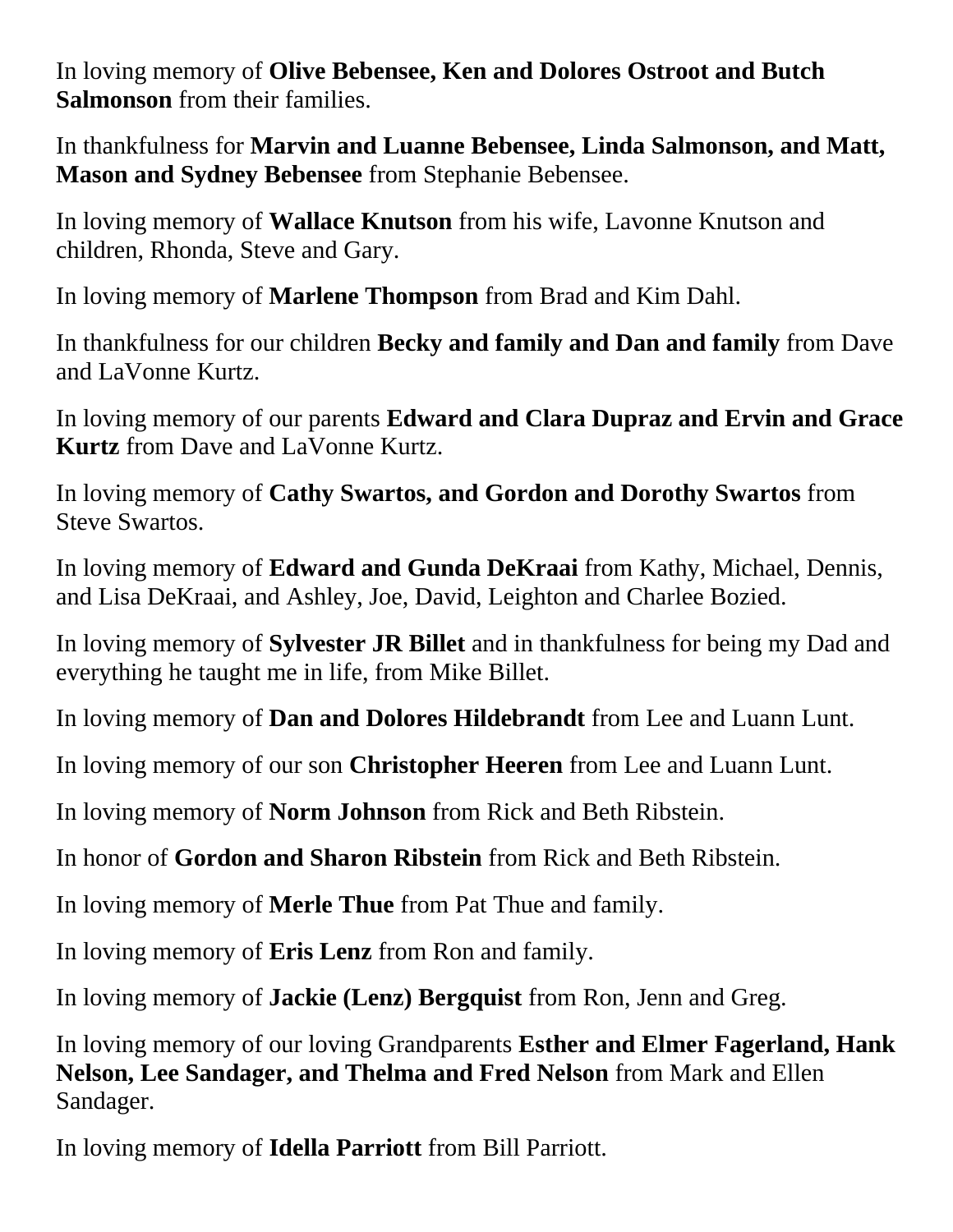In loving memory of **Olive Bebensee, Ken and Dolores Ostroot and Butch Salmonson** from their families.

In thankfulness for **Marvin and Luanne Bebensee, Linda Salmonson, and Matt, Mason and Sydney Bebensee** from Stephanie Bebensee.

In loving memory of **Wallace Knutson** from his wife, Lavonne Knutson and children, Rhonda, Steve and Gary.

In loving memory of **Marlene Thompson** from Brad and Kim Dahl.

In thankfulness for our children **Becky and family and Dan and family** from Dave and LaVonne Kurtz.

In loving memory of our parents **Edward and Clara Dupraz and Ervin and Grace Kurtz** from Dave and LaVonne Kurtz.

In loving memory of **Cathy Swartos, and Gordon and Dorothy Swartos** from Steve Swartos.

In loving memory of **Edward and Gunda DeKraai** from Kathy, Michael, Dennis, and Lisa DeKraai, and Ashley, Joe, David, Leighton and Charlee Bozied.

In loving memory of **Sylvester JR Billet** and in thankfulness for being my Dad and everything he taught me in life, from Mike Billet.

In loving memory of **Dan and Dolores Hildebrandt** from Lee and Luann Lunt.

In loving memory of our son **Christopher Heeren** from Lee and Luann Lunt.

In loving memory of **Norm Johnson** from Rick and Beth Ribstein.

In honor of **Gordon and Sharon Ribstein** from Rick and Beth Ribstein.

In loving memory of **Merle Thue** from Pat Thue and family.

In loving memory of **Eris Lenz** from Ron and family.

In loving memory of **Jackie (Lenz) Bergquist** from Ron, Jenn and Greg.

In loving memory of our loving Grandparents **Esther and Elmer Fagerland, Hank Nelson, Lee Sandager, and Thelma and Fred Nelson** from Mark and Ellen Sandager.

In loving memory of **Idella Parriott** from Bill Parriott.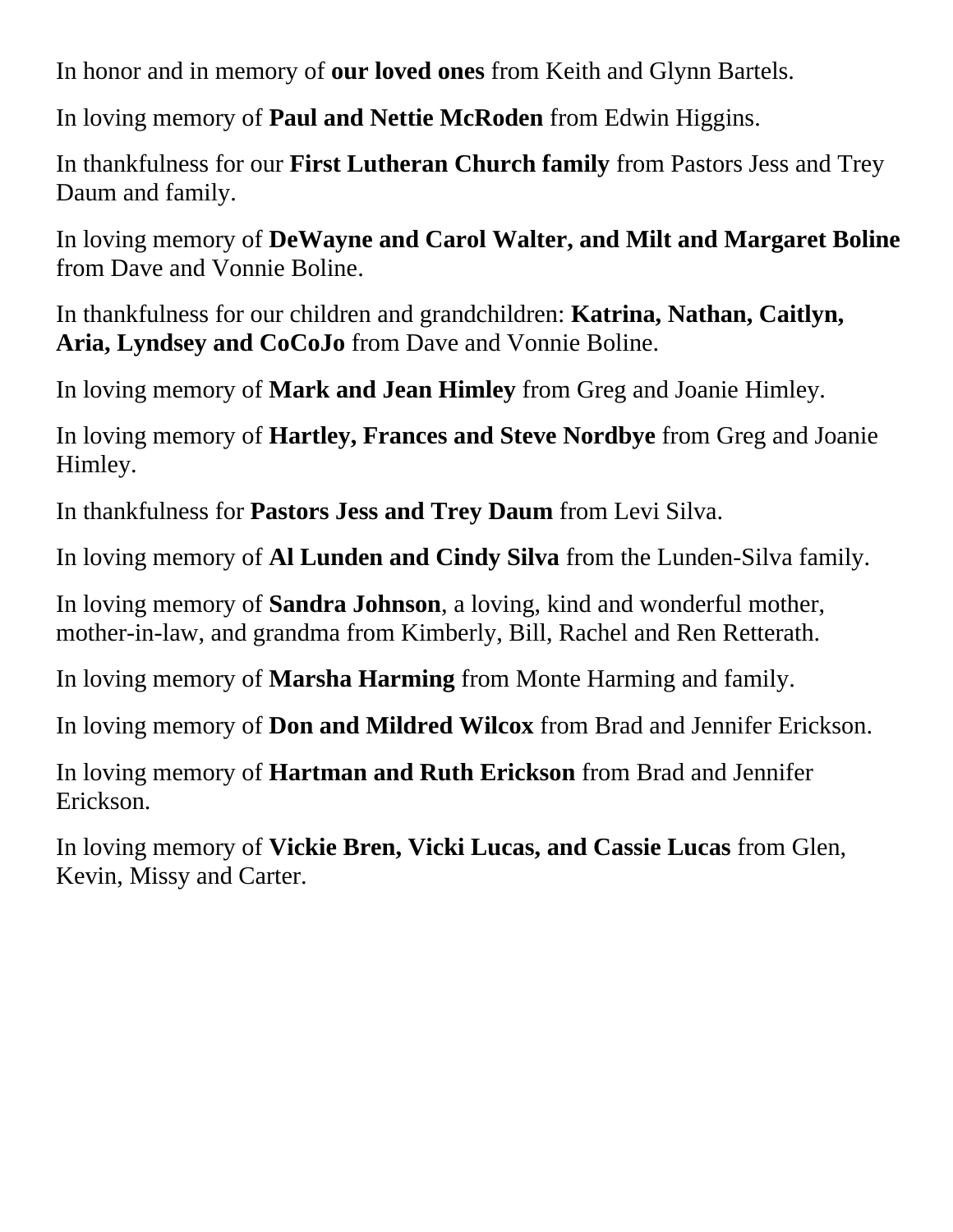In honor and in memory of **our loved ones** from Keith and Glynn Bartels.

In loving memory of **Paul and Nettie McRoden** from Edwin Higgins.

In thankfulness for our **First Lutheran Church family** from Pastors Jess and Trey Daum and family.

In loving memory of **DeWayne and Carol Walter, and Milt and Margaret Boline** from Dave and Vonnie Boline.

In thankfulness for our children and grandchildren: **Katrina, Nathan, Caitlyn, Aria, Lyndsey and CoCoJo** from Dave and Vonnie Boline.

In loving memory of **Mark and Jean Himley** from Greg and Joanie Himley.

In loving memory of **Hartley, Frances and Steve Nordbye** from Greg and Joanie Himley.

In thankfulness for **Pastors Jess and Trey Daum** from Levi Silva.

In loving memory of **Al Lunden and Cindy Silva** from the Lunden-Silva family.

In loving memory of **Sandra Johnson**, a loving, kind and wonderful mother, mother-in-law, and grandma from Kimberly, Bill, Rachel and Ren Retterath.

In loving memory of **Marsha Harming** from Monte Harming and family.

In loving memory of **Don and Mildred Wilcox** from Brad and Jennifer Erickson.

In loving memory of **Hartman and Ruth Erickson** from Brad and Jennifer Erickson.

In loving memory of **Vickie Bren, Vicki Lucas, and Cassie Lucas** from Glen, Kevin, Missy and Carter.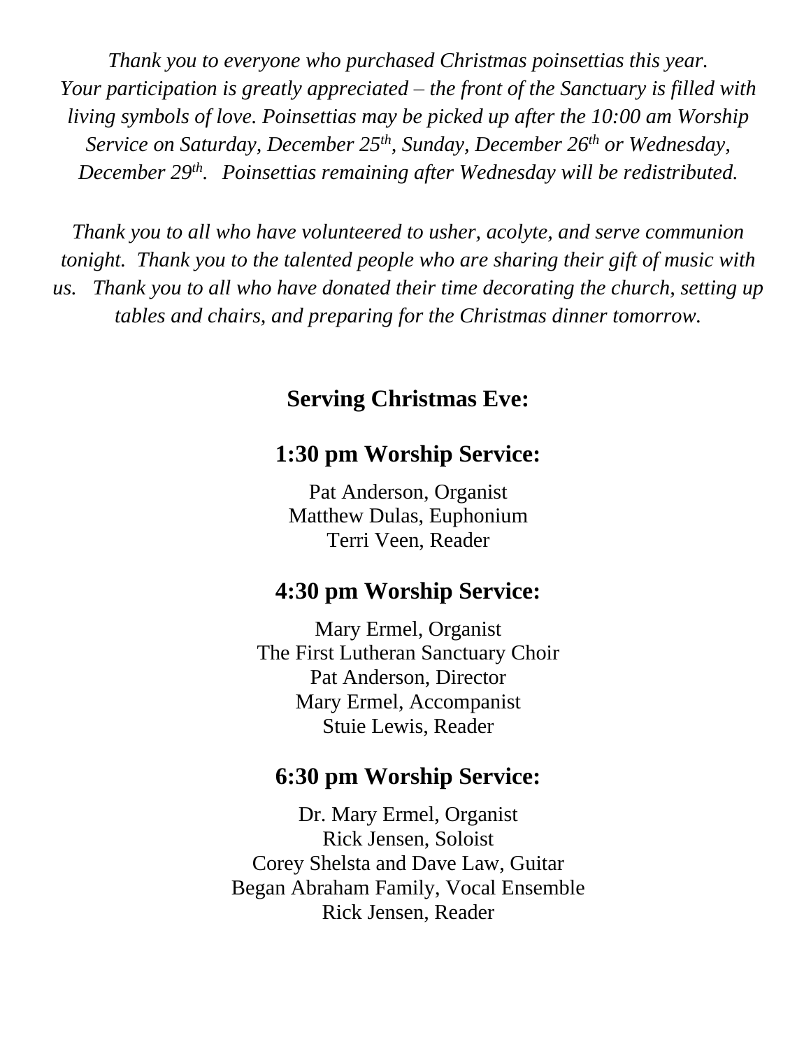*Thank you to everyone who purchased Christmas poinsettias this year. Your participation is greatly appreciated – the front of the Sanctuary is filled with living symbols of love. Poinsettias may be picked up after the 10:00 am Worship Service on Saturday, December 25th, Sunday, December 26th or Wednesday, December 29th. Poinsettias remaining after Wednesday will be redistributed.*

*Thank you to all who have volunteered to usher, acolyte, and serve communion tonight. Thank you to the talented people who are sharing their gift of music with us. Thank you to all who have donated their time decorating the church, setting up tables and chairs, and preparing for the Christmas dinner tomorrow.*

## Serving Christmas Eve:

### 1:30 pm Worship Service:

Pat Anderson, Organist
Matthew Dulas, Euphonium
Terri Veen, Reader

### 4:30 pm Worship Service:

Mary Ermel, Organist
The First Lutheran Sanctuary Choir
Pat Anderson, Director
Mary Ermel, Accompanist
Stuie Lewis, Reader

### 6:30 pm Worship Service:

Dr. Mary Ermel, Organist
Rick Jensen, Soloist
Corey Shelsta and Dave Law, Guitar
Began Abraham Family, Vocal Ensemble
Rick Jensen, Reader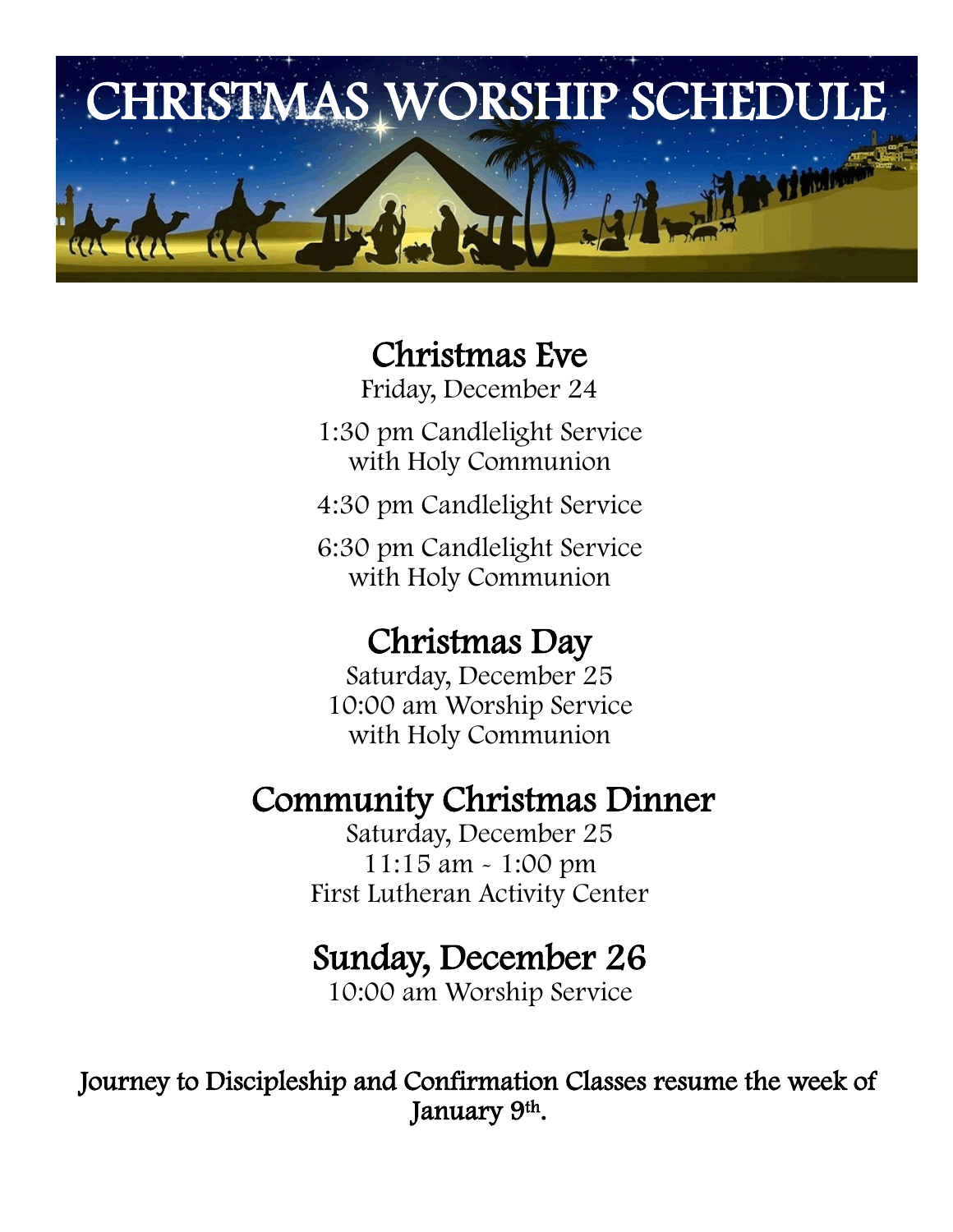# CHRISTMAS WORSHIP SCHEDULE

## Christmas Eve

Friday, December 24

1:30 pm Candlelight Service
with Holy Communion

4:30 pm Candlelight Service

6:30 pm Candlelight Service
with Holy Communion

## Christmas Day

Saturday, December 25
10:00 am Worship Service
with Holy Communion

## Community Christmas Dinner

Saturday, December 25
11:15 am - 1:00 pm
First Lutheran Activity Center

## Sunday, December 26

10:00 am Worship Service

Journey to Discipleship and Confirmation Classes resume the week of January 9th.